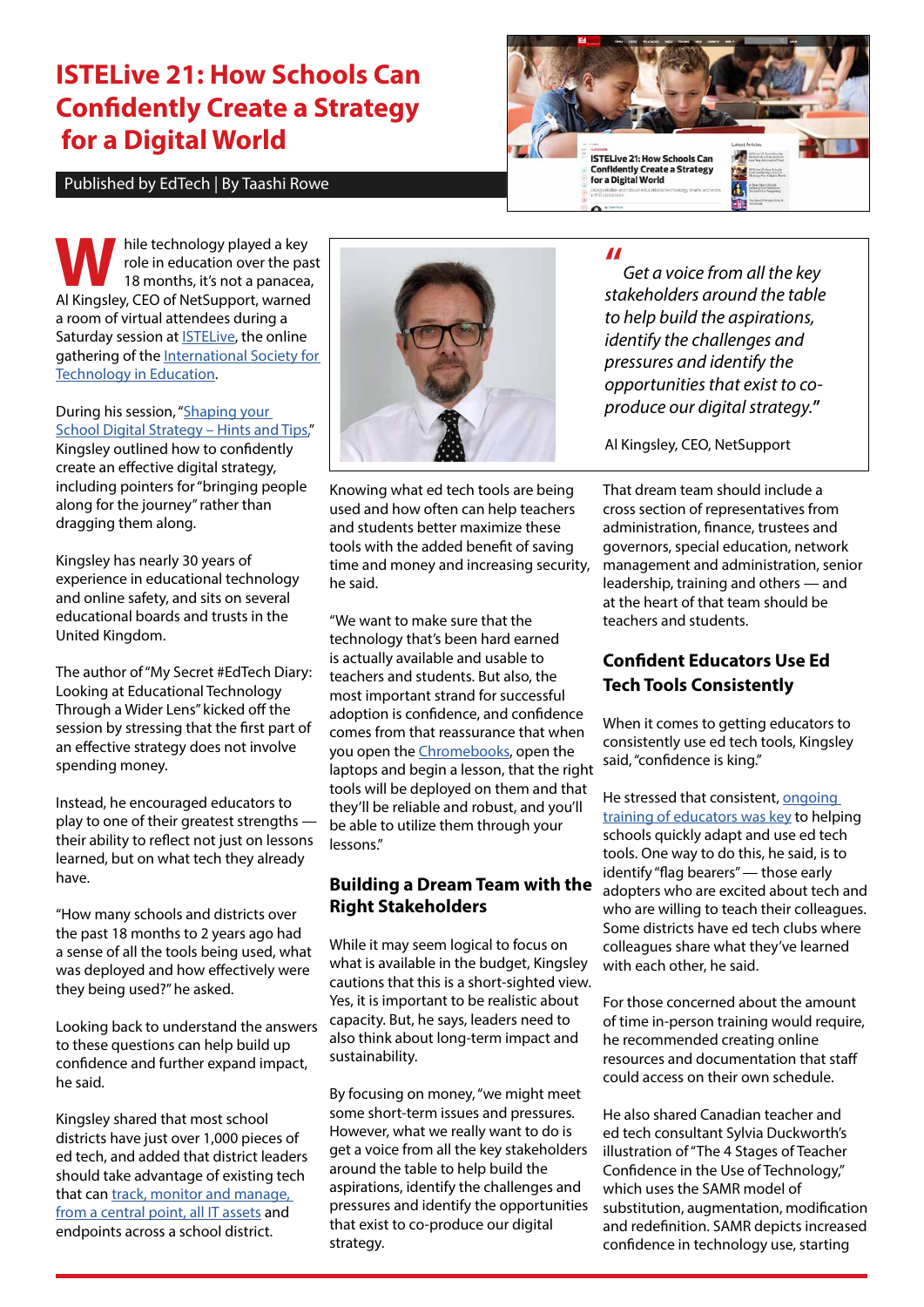# ISTELive 21: How Schools Can Confidently Create a Strategy for a Digital World

Published by EdTech | By Taashi Rowe

While technology played a key role in education over the past 18 months, it's not a panacea, Al Kingsley, CEO of NetSupport, warned a room of virtual attendees during a Saturday session at ISTELive, the online gathering of the International Society for Technology in Education.

During his session, "Shaping your School Digital Strategy – Hints and Tips," Kingsley outlined how to confidently create an effective digital strategy, including pointers for "bringing people along for the journey" rather than dragging them along.

Kingsley has nearly 30 years of experience in educational technology and online safety, and sits on several educational boards and trusts in the United Kingdom.

The author of "My Secret #EdTech Diary: Looking at Educational Technology Through a Wider Lens" kicked off the session by stressing that the first part of an effective strategy does not involve spending money.

Instead, he encouraged educators to play to one of their greatest strengths — their ability to reflect not just on lessons learned, but on what tech they already have.

"How many schools and districts over the past 18 months to 2 years ago had a sense of all the tools being used, what was deployed and how effectively were they being used?" he asked.

Looking back to understand the answers to these questions can help build up confidence and further expand impact, he said.

Kingsley shared that most school districts have just over 1,000 pieces of ed tech, and added that district leaders should take advantage of existing tech that can track, monitor and manage, from a central point, all IT assets and endpoints across a school district.

Knowing what ed tech tools are being used and how often can help teachers and students better maximize these tools with the added benefit of saving time and money and increasing security, he said.

"We want to make sure that the technology that's been hard earned is actually available and usable to teachers and students. But also, the most important strand for successful adoption is confidence, and confidence comes from that reassurance that when you open the Chromebooks, open the laptops and begin a lesson, that the right tools will be deployed on them and that they'll be reliable and robust, and you'll be able to utilize them through your lessons."

> *"Get a voice from all the key stakeholders around the table to help build the aspirations, identify the challenges and pressures and identify the opportunities that exist to co-produce our digital strategy."*
>
> Al Kingsley, CEO, NetSupport

## Building a Dream Team with the Right Stakeholders

While it may seem logical to focus on what is available in the budget, Kingsley cautions that this is a short-sighted view. Yes, it is important to be realistic about capacity. But, he says, leaders need to also think about long-term impact and sustainability.

By focusing on money, "we might meet some short-term issues and pressures. However, what we really want to do is get a voice from all the key stakeholders around the table to help build the aspirations, identify the challenges and pressures and identify the opportunities that exist to co-produce our digital strategy.

That dream team should include a cross section of representatives from administration, finance, trustees and governors, special education, network management and administration, senior leadership, training and others — and at the heart of that team should be teachers and students.

## Confident Educators Use Ed Tech Tools Consistently

When it comes to getting educators to consistently use ed tech tools, Kingsley said, "confidence is king."

He stressed that consistent, ongoing training of educators was key to helping schools quickly adapt and use ed tech tools. One way to do this, he said, is to identify "flag bearers" — those early adopters who are excited about tech and who are willing to teach their colleagues. Some districts have ed tech clubs where colleagues share what they've learned with each other, he said.

For those concerned about the amount of time in-person training would require, he recommended creating online resources and documentation that staff could access on their own schedule.

He also shared Canadian teacher and ed tech consultant Sylvia Duckworth's illustration of "The 4 Stages of Teacher Confidence in the Use of Technology," which uses the SAMR model of substitution, augmentation, modification and redefinition. SAMR depicts increased confidence in technology use, starting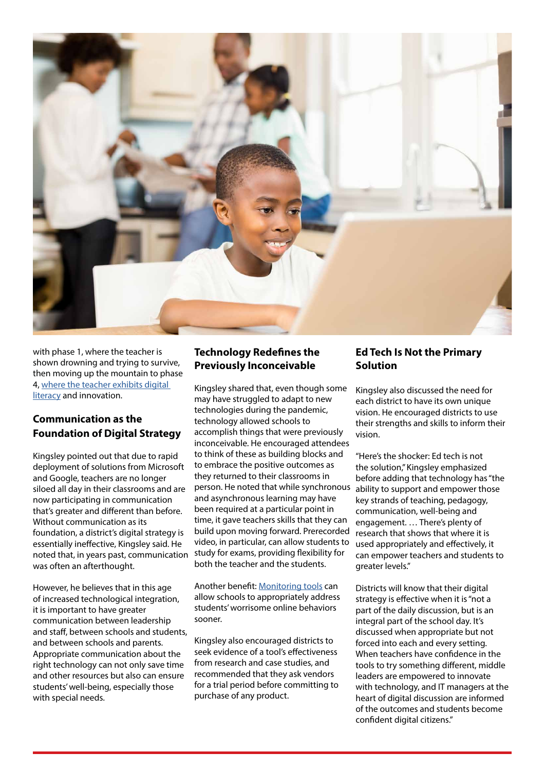with phase 1, where the teacher is shown drowning and trying to survive, then moving up the mountain to phase 4, [where the teacher exhibits digital literacy] and innovation.

## Communication as the Foundation of Digital Strategy

Kingsley pointed out that due to rapid deployment of solutions from Microsoft and Google, teachers are no longer siloed all day in their classrooms and are now participating in communication that's greater and different than before. Without communication as its foundation, a district's digital strategy is essentially ineffective, Kingsley said. He noted that, in years past, communication was often an afterthought.

However, he believes that in this age of increased technological integration, it is important to have greater communication between leadership and staff, between schools and students, and between schools and parents. Appropriate communication about the right technology can not only save time and other resources but also can ensure students' well-being, especially those with special needs.

## Technology Redefines the Previously Inconceivable

Kingsley shared that, even though some may have struggled to adapt to new technologies during the pandemic, technology allowed schools to accomplish things that were previously inconceivable. He encouraged attendees to think of these as building blocks and to embrace the positive outcomes as they returned to their classrooms in person. He noted that while synchronous and asynchronous learning may have been required at a particular point in time, it gave teachers skills that they can build upon moving forward. Prerecorded video, in particular, can allow students to study for exams, providing flexibility for both the teacher and the students.

Another benefit: [Monitoring tools] can allow schools to appropriately address students' worrisome online behaviors sooner.

Kingsley also encouraged districts to seek evidence of a tool's effectiveness from research and case studies, and recommended that they ask vendors for a trial period before committing to purchase of any product.

## Ed Tech Is Not the Primary Solution

Kingsley also discussed the need for each district to have its own unique vision. He encouraged districts to use their strengths and skills to inform their vision.

"Here's the shocker: Ed tech is not the solution," Kingsley emphasized before adding that technology has "the ability to support and empower those key strands of teaching, pedagogy, communication, well-being and engagement. … There's plenty of research that shows that where it is used appropriately and effectively, it can empower teachers and students to greater levels."

Districts will know that their digital strategy is effective when it is "not a part of the daily discussion, but is an integral part of the school day. It's discussed when appropriate but not forced into each and every setting. When teachers have confidence in the tools to try something different, middle leaders are empowered to innovate with technology, and IT managers at the heart of digital discussion are informed of the outcomes and students become confident digital citizens."